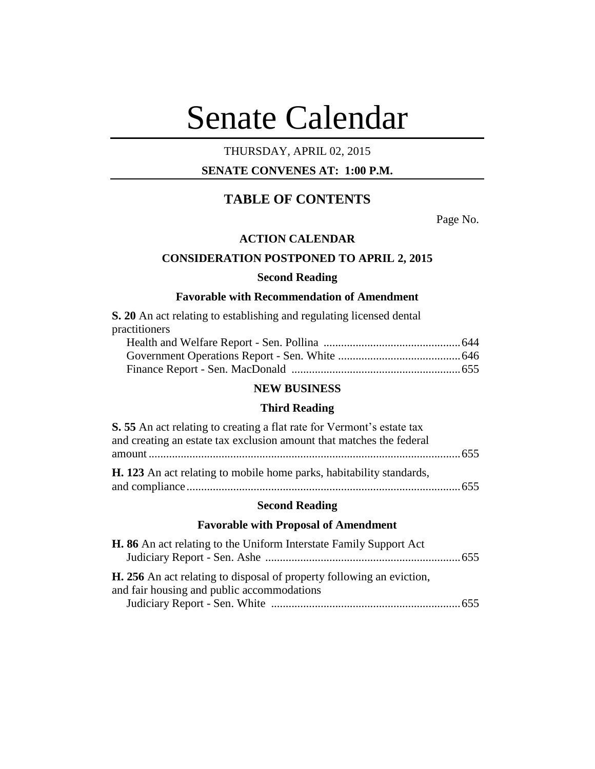# Senate Calendar

THURSDAY, APRIL 02, 2015

**SENATE CONVENES AT: 1:00 P.M.**

## TABLE OF CONTENTS

Page No.

### ACTION CALENDAR

### CONSIDERATION POSTPONED TO APRIL 2, 2015

#### Second Reading

#### Favorable with Recommendation of Amendment

**S. 20** An act relating to establishing and regulating licensed dental practitioners

Health and Welfare Report - Sen. Pollina ............................................... 644

Government Operations Report - Sen. White .......................................... 646

Finance Report - Sen. MacDonald .......................................................... 655

### NEW BUSINESS

#### Third Reading

**S. 55** An act relating to creating a flat rate for Vermont's estate tax and creating an estate tax exclusion amount that matches the federal amount .......................................................................................................... 655

**H. 123** An act relating to mobile home parks, habitability standards, and compliance ............................................................................................. 655

#### Second Reading

#### Favorable with Proposal of Amendment

**H. 86** An act relating to the Uniform Interstate Family Support Act

Judiciary Report - Sen. Ashe ................................................................... 655

**H. 256** An act relating to disposal of property following an eviction, and fair housing and public accommodations

Judiciary Report - Sen. White ................................................................. 655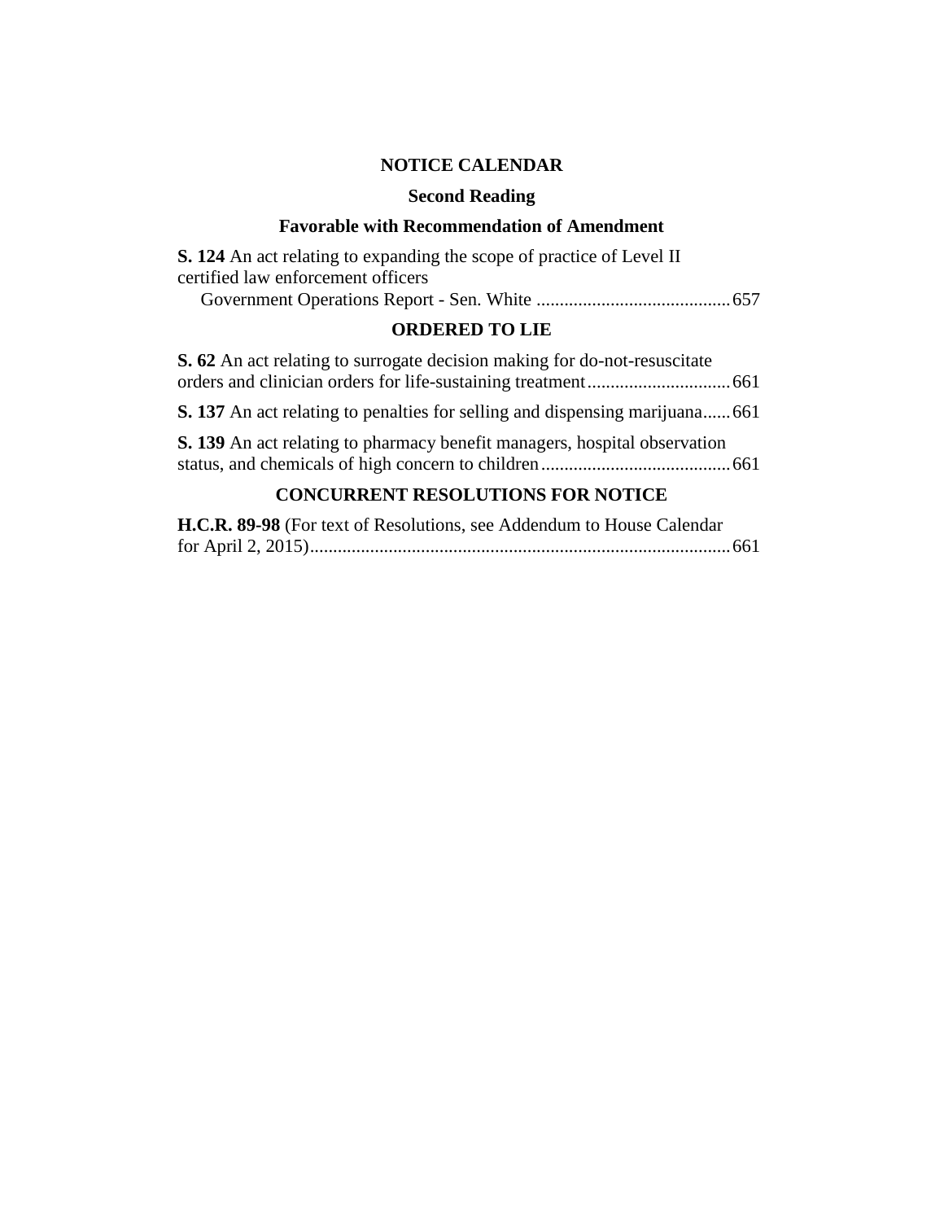## NOTICE CALENDAR

### Second Reading

### Favorable with Recommendation of Amendment

**S. 124** An act relating to expanding the scope of practice of Level II certified law enforcement officers

Government Operations Report - Sen. White .......................................... 657

### ORDERED TO LIE

**S. 62** An act relating to surrogate decision making for do-not-resuscitate orders and clinician orders for life-sustaining treatment............................... 661

**S. 137** An act relating to penalties for selling and dispensing marijuana...... 661

**S. 139** An act relating to pharmacy benefit managers, hospital observation status, and chemicals of high concern to children......................................... 661

### CONCURRENT RESOLUTIONS FOR NOTICE

**H.C.R. 89-98** (For text of Resolutions, see Addendum to House Calendar for April 2, 2015)........................................................................................... 661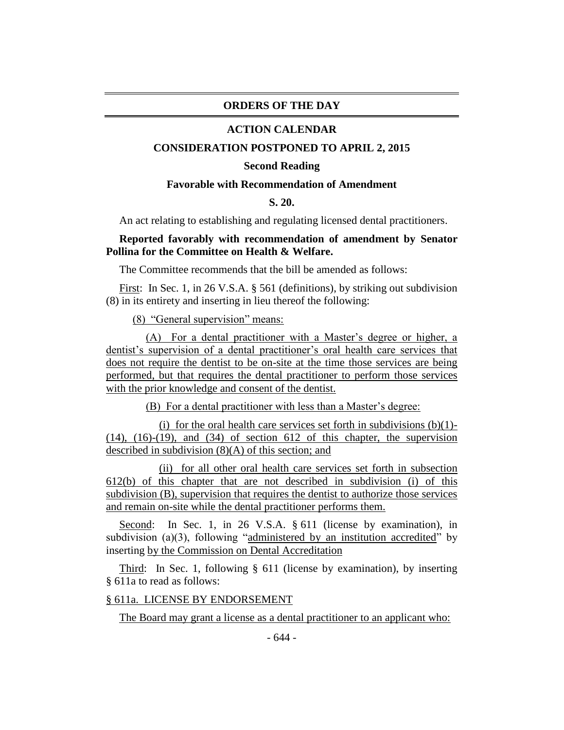## ORDERS OF THE DAY

### ACTION CALENDAR

### CONSIDERATION POSTPONED TO APRIL 2, 2015

**Second Reading**

**Favorable with Recommendation of Amendment**

**S. 20.**

An act relating to establishing and regulating licensed dental practitioners.

**Reported favorably with recommendation of amendment by Senator Pollina for the Committee on Health & Welfare.**

The Committee recommends that the bill be amended as follows:

First: In Sec. 1, in 26 V.S.A. § 561 (definitions), by striking out subdivision (8) in its entirety and inserting in lieu thereof the following:

(8) "General supervision" means:

(A) For a dental practitioner with a Master's degree or higher, a dentist's supervision of a dental practitioner's oral health care services that does not require the dentist to be on-site at the time those services are being performed, but that requires the dental practitioner to perform those services with the prior knowledge and consent of the dentist.

(B) For a dental practitioner with less than a Master's degree:

(i) for the oral health care services set forth in subdivisions (b)(1)-(14), (16)-(19), and (34) of section 612 of this chapter, the supervision described in subdivision (8)(A) of this section; and

(ii) for all other oral health care services set forth in subsection 612(b) of this chapter that are not described in subdivision (i) of this subdivision (B), supervision that requires the dentist to authorize those services and remain on-site while the dental practitioner performs them.

Second: In Sec. 1, in 26 V.S.A. § 611 (license by examination), in subdivision (a)(3), following "administered by an institution accredited" by inserting by the Commission on Dental Accreditation

Third: In Sec. 1, following § 611 (license by examination), by inserting § 611a to read as follows:

§ 611a. LICENSE BY ENDORSEMENT

The Board may grant a license as a dental practitioner to an applicant who: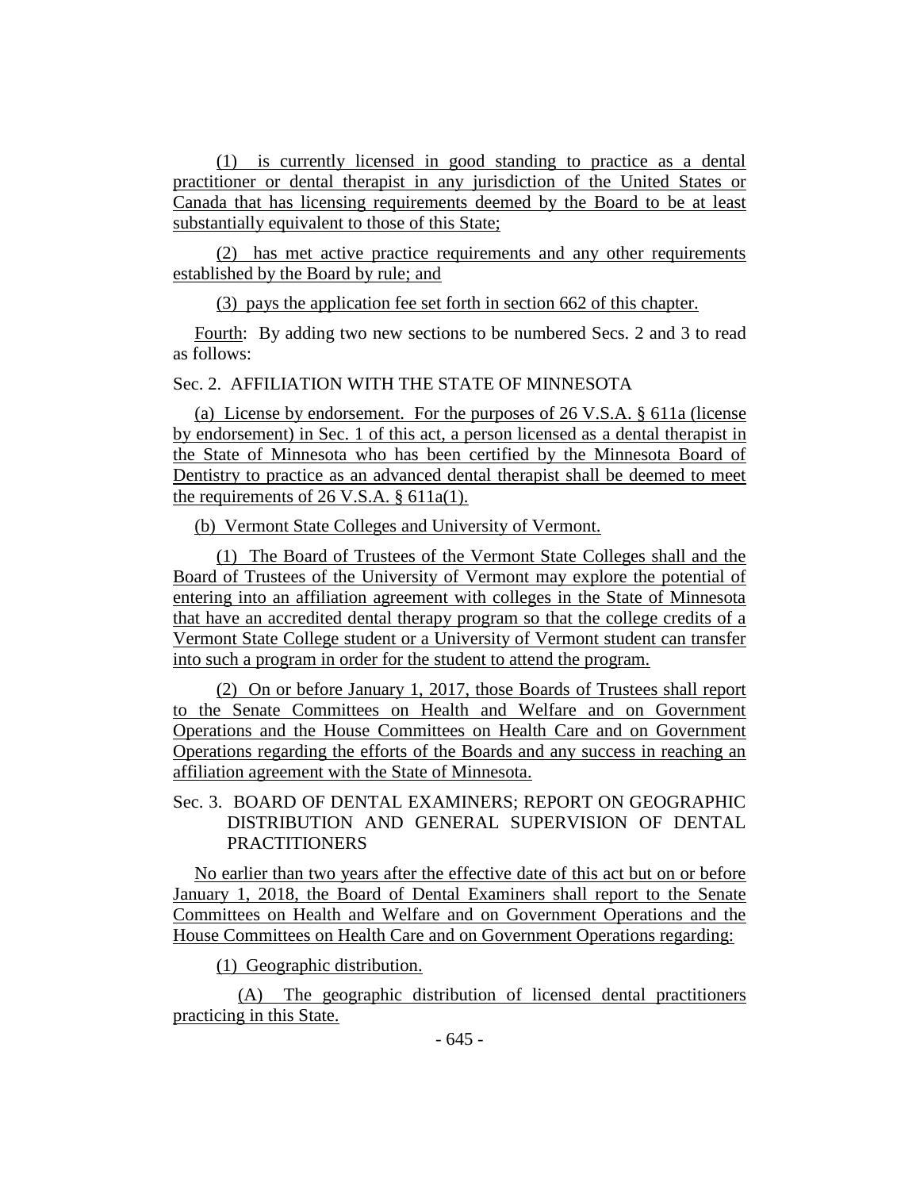(1) is currently licensed in good standing to practice as a dental practitioner or dental therapist in any jurisdiction of the United States or Canada that has licensing requirements deemed by the Board to be at least substantially equivalent to those of this State;

(2) has met active practice requirements and any other requirements established by the Board by rule; and

(3) pays the application fee set forth in section 662 of this chapter.

Fourth: By adding two new sections to be numbered Secs. 2 and 3 to read as follows:

Sec. 2. AFFILIATION WITH THE STATE OF MINNESOTA

(a) License by endorsement. For the purposes of 26 V.S.A. § 611a (license by endorsement) in Sec. 1 of this act, a person licensed as a dental therapist in the State of Minnesota who has been certified by the Minnesota Board of Dentistry to practice as an advanced dental therapist shall be deemed to meet the requirements of 26 V.S.A. § 611a(1).

(b) Vermont State Colleges and University of Vermont.

(1) The Board of Trustees of the Vermont State Colleges shall and the Board of Trustees of the University of Vermont may explore the potential of entering into an affiliation agreement with colleges in the State of Minnesota that have an accredited dental therapy program so that the college credits of a Vermont State College student or a University of Vermont student can transfer into such a program in order for the student to attend the program.

(2) On or before January 1, 2017, those Boards of Trustees shall report to the Senate Committees on Health and Welfare and on Government Operations and the House Committees on Health Care and on Government Operations regarding the efforts of the Boards and any success in reaching an affiliation agreement with the State of Minnesota.

Sec. 3. BOARD OF DENTAL EXAMINERS; REPORT ON GEOGRAPHIC DISTRIBUTION AND GENERAL SUPERVISION OF DENTAL PRACTITIONERS

No earlier than two years after the effective date of this act but on or before January 1, 2018, the Board of Dental Examiners shall report to the Senate Committees on Health and Welfare and on Government Operations and the House Committees on Health Care and on Government Operations regarding:

(1) Geographic distribution.

(A) The geographic distribution of licensed dental practitioners practicing in this State.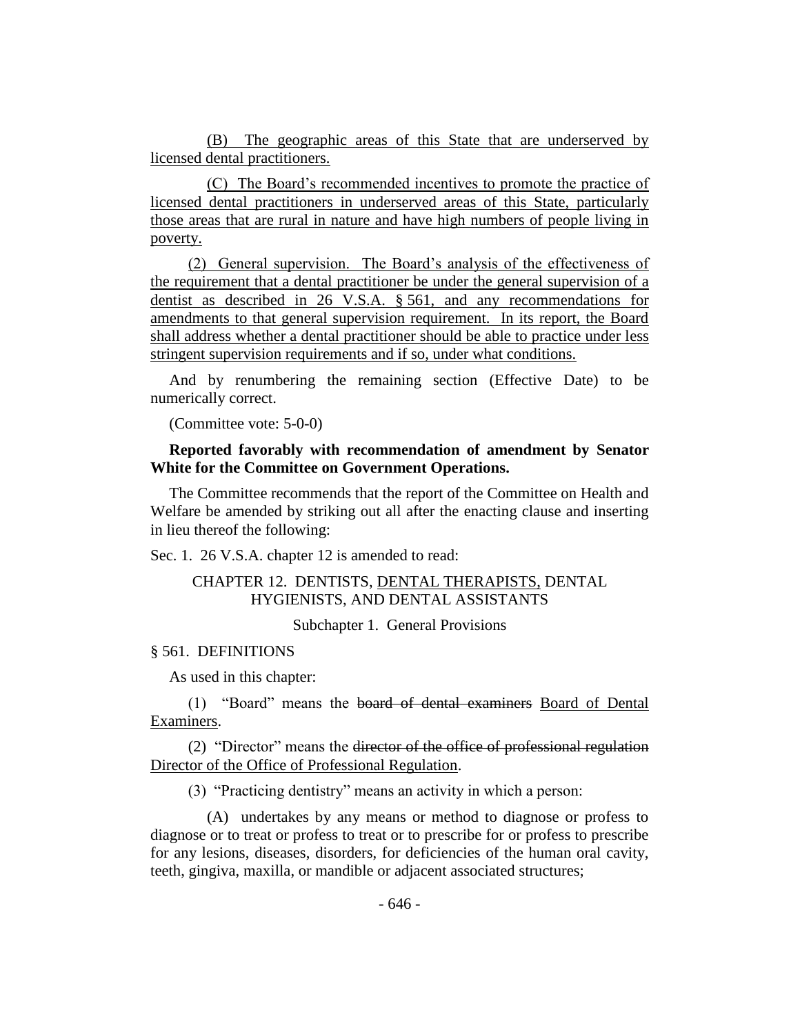(B) The geographic areas of this State that are underserved by licensed dental practitioners.

(C) The Board's recommended incentives to promote the practice of licensed dental practitioners in underserved areas of this State, particularly those areas that are rural in nature and have high numbers of people living in poverty.

(2) General supervision. The Board's analysis of the effectiveness of the requirement that a dental practitioner be under the general supervision of a dentist as described in 26 V.S.A. § 561, and any recommendations for amendments to that general supervision requirement. In its report, the Board shall address whether a dental practitioner should be able to practice under less stringent supervision requirements and if so, under what conditions.

And by renumbering the remaining section (Effective Date) to be numerically correct.

(Committee vote: 5-0-0)

**Reported favorably with recommendation of amendment by Senator White for the Committee on Government Operations.**

The Committee recommends that the report of the Committee on Health and Welfare be amended by striking out all after the enacting clause and inserting in lieu thereof the following:

Sec. 1. 26 V.S.A. chapter 12 is amended to read:

CHAPTER 12. DENTISTS, DENTAL THERAPISTS, DENTAL HYGIENISTS, AND DENTAL ASSISTANTS

Subchapter 1. General Provisions

§ 561. DEFINITIONS

As used in this chapter:

(1) "Board" means the ~~board of dental examiners~~ Board of Dental Examiners.

(2) "Director" means the ~~director of the office of professional regulation~~ Director of the Office of Professional Regulation.

(3) "Practicing dentistry" means an activity in which a person:

(A) undertakes by any means or method to diagnose or profess to diagnose or to treat or profess to treat or to prescribe for or profess to prescribe for any lesions, diseases, disorders, for deficiencies of the human oral cavity, teeth, gingiva, maxilla, or mandible or adjacent associated structures;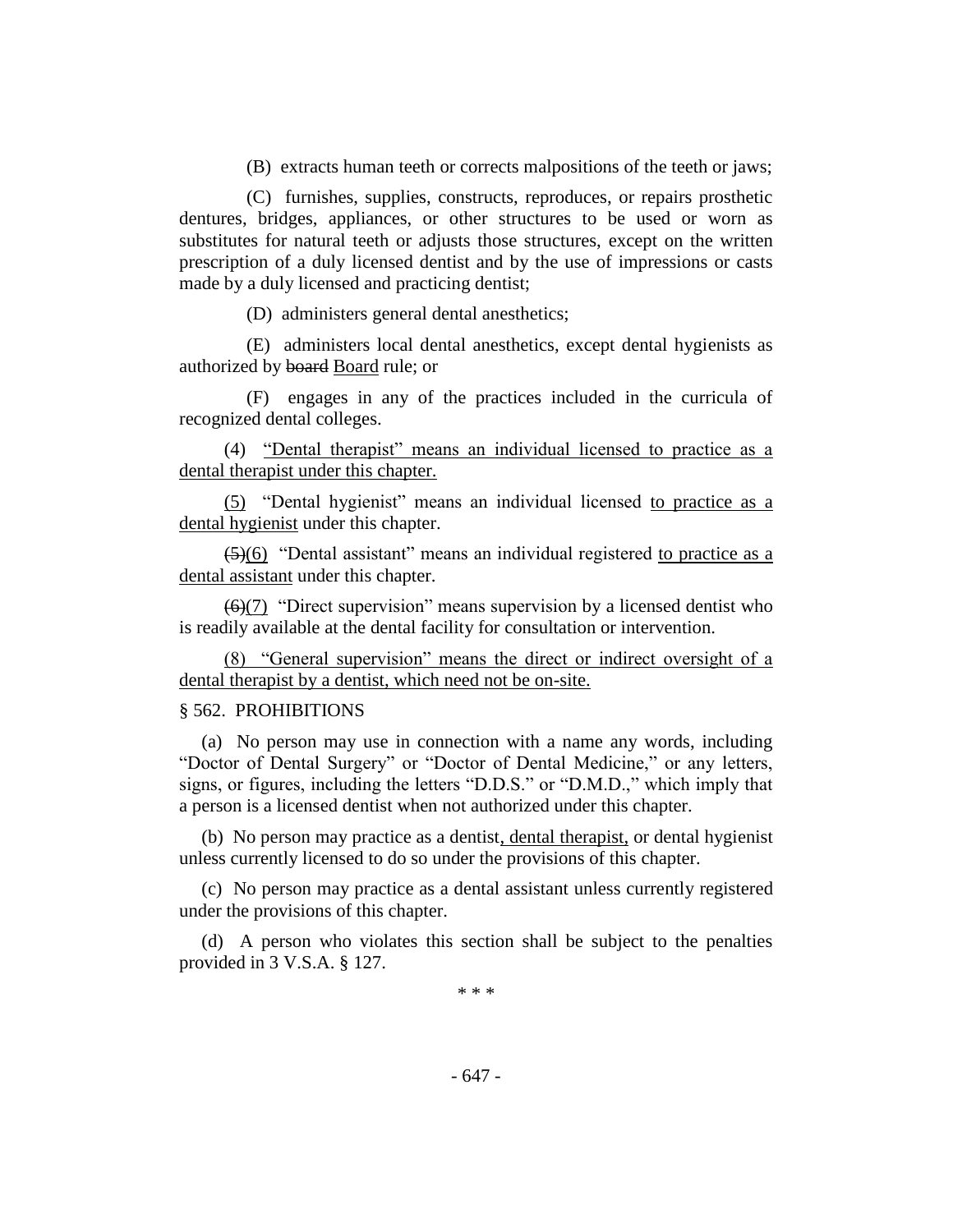(B) extracts human teeth or corrects malpositions of the teeth or jaws;

(C) furnishes, supplies, constructs, reproduces, or repairs prosthetic dentures, bridges, appliances, or other structures to be used or worn as substitutes for natural teeth or adjusts those structures, except on the written prescription of a duly licensed dentist and by the use of impressions or casts made by a duly licensed and practicing dentist;

(D) administers general dental anesthetics;

(E) administers local dental anesthetics, except dental hygienists as authorized by ~~board~~ Board rule; or

(F) engages in any of the practices included in the curricula of recognized dental colleges.

(4) "Dental therapist" means an individual licensed to practice as a dental therapist under this chapter.

(5) "Dental hygienist" means an individual licensed to practice as a dental hygienist under this chapter.

~~(5)~~(6) "Dental assistant" means an individual registered to practice as a dental assistant under this chapter.

~~(6)~~(7) "Direct supervision" means supervision by a licensed dentist who is readily available at the dental facility for consultation or intervention.

(8) "General supervision" means the direct or indirect oversight of a dental therapist by a dentist, which need not be on-site.

§ 562. PROHIBITIONS

(a) No person may use in connection with a name any words, including "Doctor of Dental Surgery" or "Doctor of Dental Medicine," or any letters, signs, or figures, including the letters "D.D.S." or "D.M.D.," which imply that a person is a licensed dentist when not authorized under this chapter.

(b) No person may practice as a dentist, dental therapist, or dental hygienist unless currently licensed to do so under the provisions of this chapter.

(c) No person may practice as a dental assistant unless currently registered under the provisions of this chapter.

(d) A person who violates this section shall be subject to the penalties provided in 3 V.S.A. § 127.

\* \* \*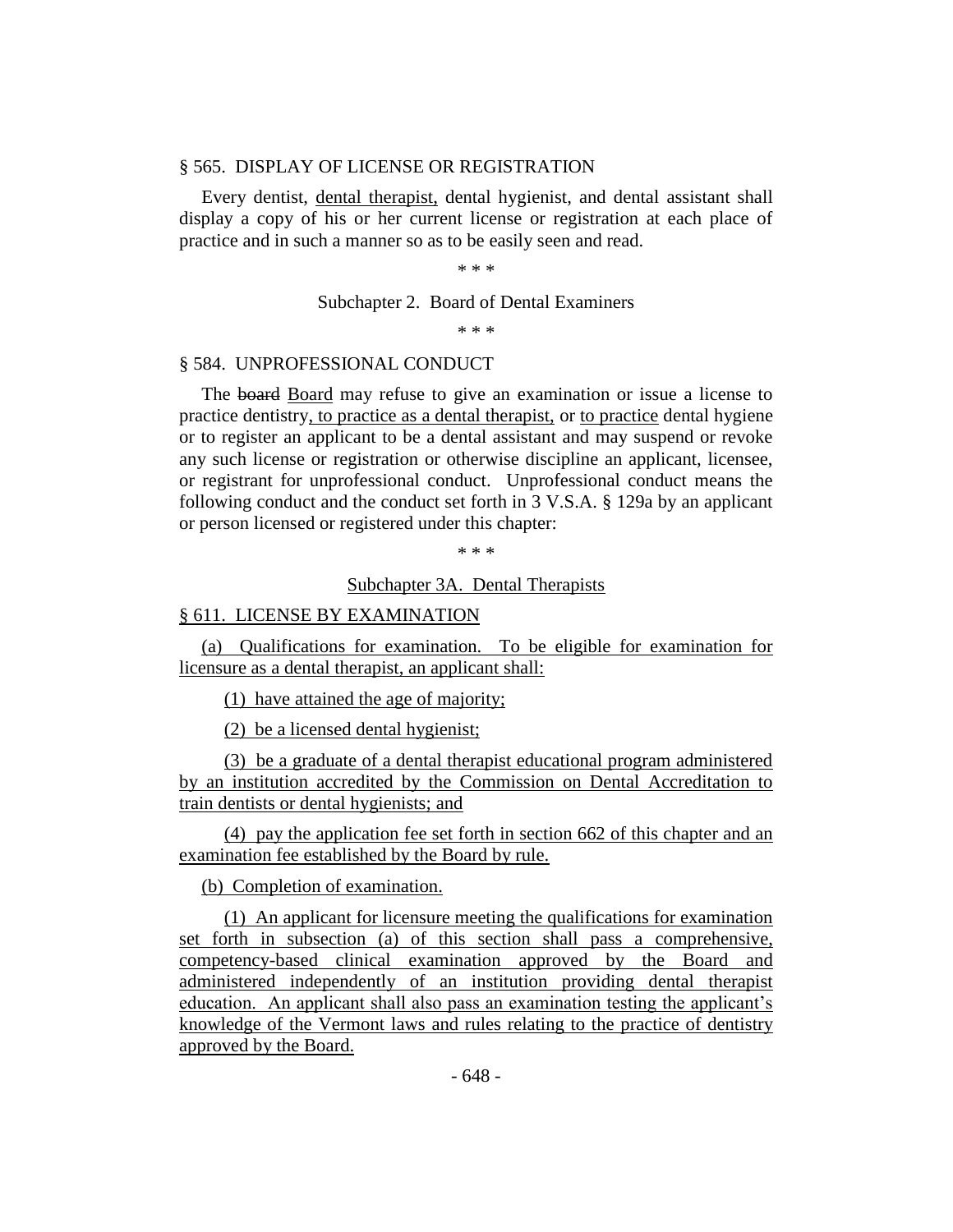§ 565. DISPLAY OF LICENSE OR REGISTRATION

Every dentist, dental therapist, dental hygienist, and dental assistant shall display a copy of his or her current license or registration at each place of practice and in such a manner so as to be easily seen and read.

\* \* \*

Subchapter 2. Board of Dental Examiners

\* \* \*

§ 584. UNPROFESSIONAL CONDUCT

The ~~board~~ Board may refuse to give an examination or issue a license to practice dentistry, to practice as a dental therapist, or to practice dental hygiene or to register an applicant to be a dental assistant and may suspend or revoke any such license or registration or otherwise discipline an applicant, licensee, or registrant for unprofessional conduct. Unprofessional conduct means the following conduct and the conduct set forth in 3 V.S.A. § 129a by an applicant or person licensed or registered under this chapter:

\* \* \*

Subchapter 3A. Dental Therapists

§ 611. LICENSE BY EXAMINATION

(a) Qualifications for examination. To be eligible for examination for licensure as a dental therapist, an applicant shall:

(1) have attained the age of majority;

(2) be a licensed dental hygienist;

(3) be a graduate of a dental therapist educational program administered by an institution accredited by the Commission on Dental Accreditation to train dentists or dental hygienists; and

(4) pay the application fee set forth in section 662 of this chapter and an examination fee established by the Board by rule.

(b) Completion of examination.

(1) An applicant for licensure meeting the qualifications for examination set forth in subsection (a) of this section shall pass a comprehensive, competency-based clinical examination approved by the Board and administered independently of an institution providing dental therapist education. An applicant shall also pass an examination testing the applicant's knowledge of the Vermont laws and rules relating to the practice of dentistry approved by the Board.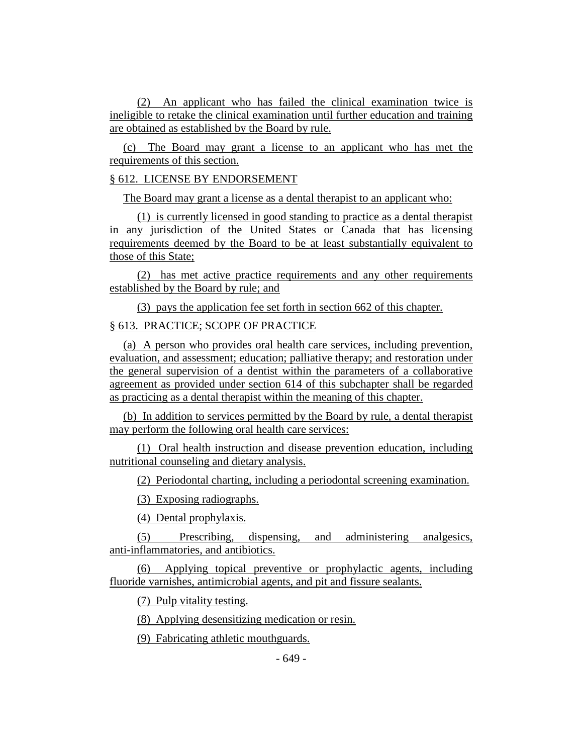(2) An applicant who has failed the clinical examination twice is ineligible to retake the clinical examination until further education and training are obtained as established by the Board by rule.

(c) The Board may grant a license to an applicant who has met the requirements of this section.

§ 612. LICENSE BY ENDORSEMENT

The Board may grant a license as a dental therapist to an applicant who:

(1) is currently licensed in good standing to practice as a dental therapist in any jurisdiction of the United States or Canada that has licensing requirements deemed by the Board to be at least substantially equivalent to those of this State;

(2) has met active practice requirements and any other requirements established by the Board by rule; and

(3) pays the application fee set forth in section 662 of this chapter.

§ 613. PRACTICE; SCOPE OF PRACTICE

(a) A person who provides oral health care services, including prevention, evaluation, and assessment; education; palliative therapy; and restoration under the general supervision of a dentist within the parameters of a collaborative agreement as provided under section 614 of this subchapter shall be regarded as practicing as a dental therapist within the meaning of this chapter.

(b) In addition to services permitted by the Board by rule, a dental therapist may perform the following oral health care services:

(1) Oral health instruction and disease prevention education, including nutritional counseling and dietary analysis.

(2) Periodontal charting, including a periodontal screening examination.

(3) Exposing radiographs.

(4) Dental prophylaxis.

(5) Prescribing, dispensing, and administering analgesics, anti-inflammatories, and antibiotics.

(6) Applying topical preventive or prophylactic agents, including fluoride varnishes, antimicrobial agents, and pit and fissure sealants.

(7) Pulp vitality testing.

(8) Applying desensitizing medication or resin.

(9) Fabricating athletic mouthguards.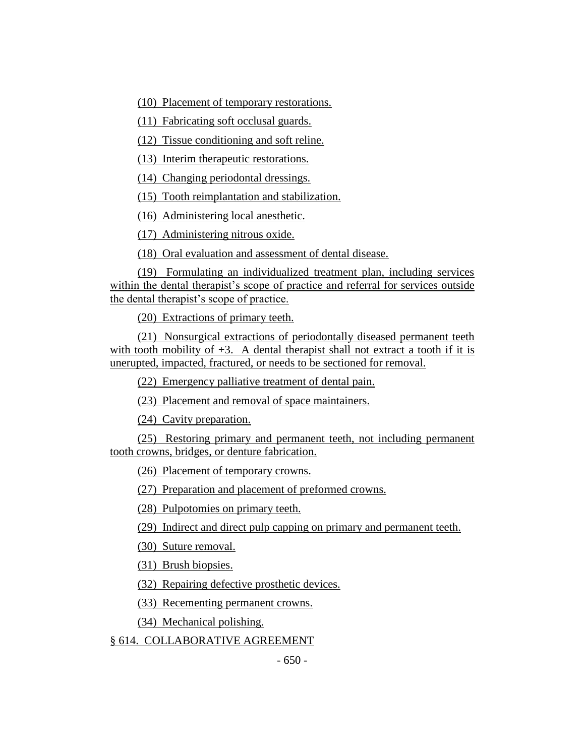(10) Placement of temporary restorations.

(11) Fabricating soft occlusal guards.

(12) Tissue conditioning and soft reline.

(13) Interim therapeutic restorations.

(14) Changing periodontal dressings.

(15) Tooth reimplantation and stabilization.

(16) Administering local anesthetic.

(17) Administering nitrous oxide.

(18) Oral evaluation and assessment of dental disease.

(19) Formulating an individualized treatment plan, including services within the dental therapist's scope of practice and referral for services outside the dental therapist's scope of practice.

(20) Extractions of primary teeth.

(21) Nonsurgical extractions of periodontally diseased permanent teeth with tooth mobility of +3. A dental therapist shall not extract a tooth if it is unerupted, impacted, fractured, or needs to be sectioned for removal.

(22) Emergency palliative treatment of dental pain.

(23) Placement and removal of space maintainers.

(24) Cavity preparation.

(25) Restoring primary and permanent teeth, not including permanent tooth crowns, bridges, or denture fabrication.

(26) Placement of temporary crowns.

(27) Preparation and placement of preformed crowns.

(28) Pulpotomies on primary teeth.

(29) Indirect and direct pulp capping on primary and permanent teeth.

(30) Suture removal.

(31) Brush biopsies.

(32) Repairing defective prosthetic devices.

(33) Recementing permanent crowns.

(34) Mechanical polishing.

§ 614. COLLABORATIVE AGREEMENT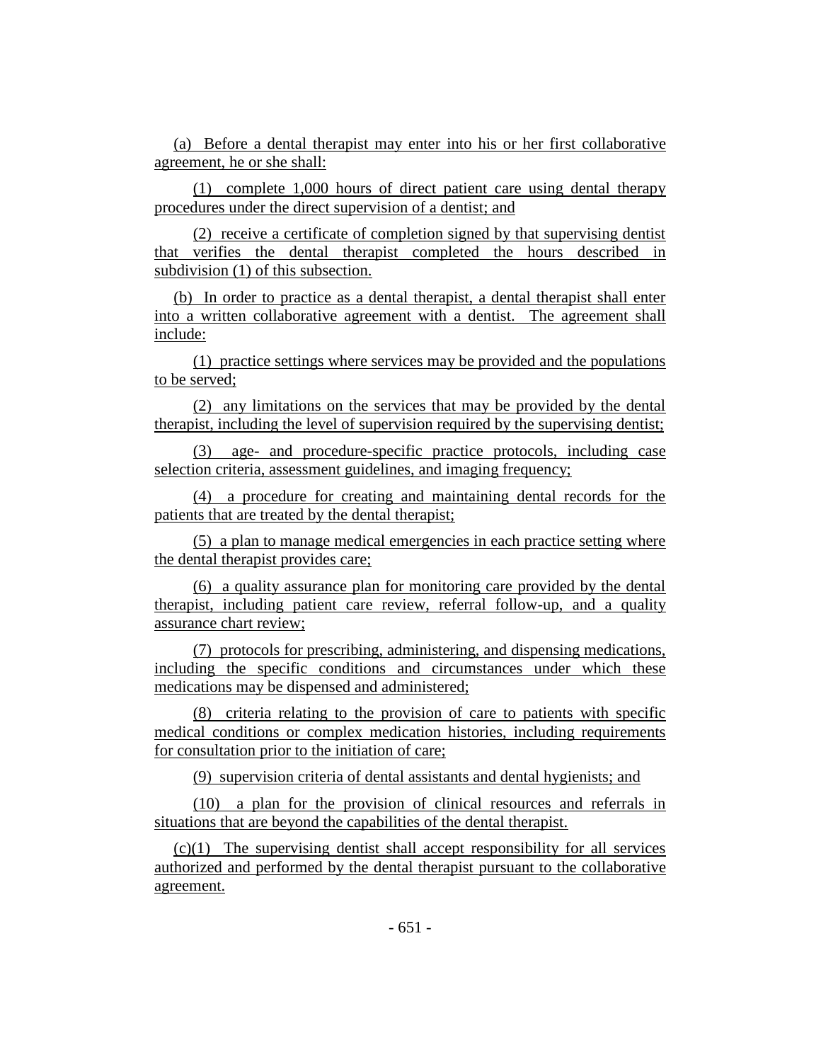(a) Before a dental therapist may enter into his or her first collaborative agreement, he or she shall:

(1) complete 1,000 hours of direct patient care using dental therapy procedures under the direct supervision of a dentist; and

(2) receive a certificate of completion signed by that supervising dentist that verifies the dental therapist completed the hours described in subdivision (1) of this subsection.

(b) In order to practice as a dental therapist, a dental therapist shall enter into a written collaborative agreement with a dentist. The agreement shall include:

(1) practice settings where services may be provided and the populations to be served;

(2) any limitations on the services that may be provided by the dental therapist, including the level of supervision required by the supervising dentist;

(3) age- and procedure-specific practice protocols, including case selection criteria, assessment guidelines, and imaging frequency;

(4) a procedure for creating and maintaining dental records for the patients that are treated by the dental therapist;

(5) a plan to manage medical emergencies in each practice setting where the dental therapist provides care;

(6) a quality assurance plan for monitoring care provided by the dental therapist, including patient care review, referral follow-up, and a quality assurance chart review;

(7) protocols for prescribing, administering, and dispensing medications, including the specific conditions and circumstances under which these medications may be dispensed and administered;

(8) criteria relating to the provision of care to patients with specific medical conditions or complex medication histories, including requirements for consultation prior to the initiation of care;

(9) supervision criteria of dental assistants and dental hygienists; and

(10) a plan for the provision of clinical resources and referrals in situations that are beyond the capabilities of the dental therapist.

(c)(1) The supervising dentist shall accept responsibility for all services authorized and performed by the dental therapist pursuant to the collaborative agreement.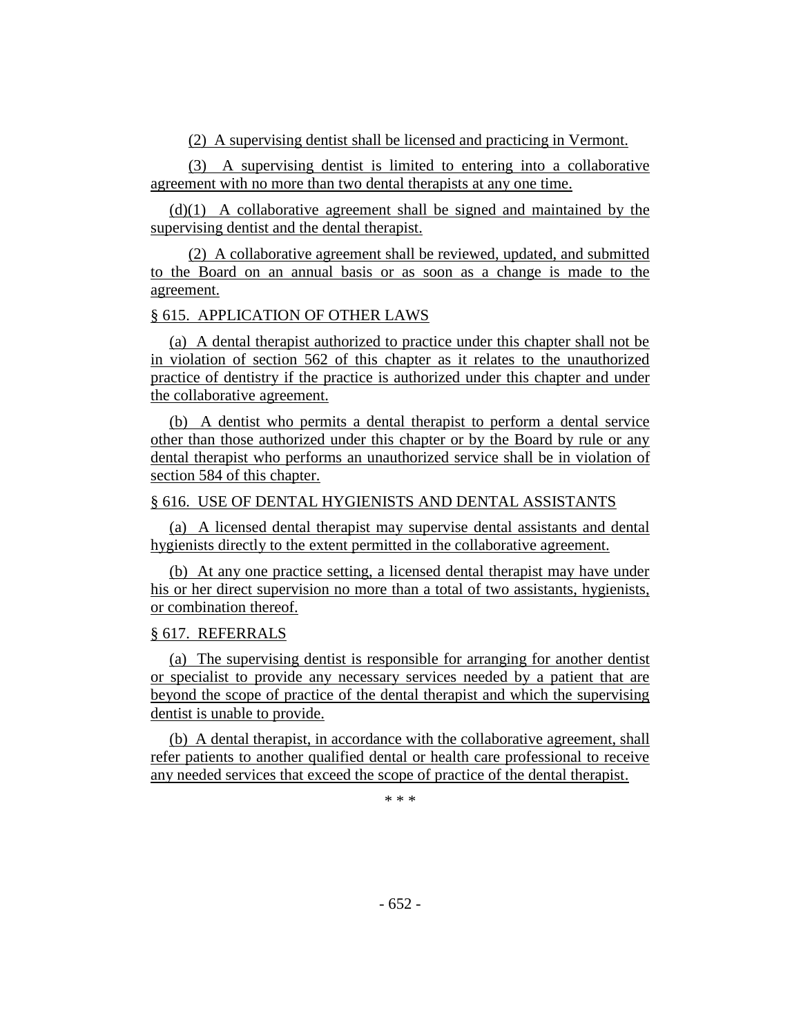(2) A supervising dentist shall be licensed and practicing in Vermont.

(3) A supervising dentist is limited to entering into a collaborative agreement with no more than two dental therapists at any one time.

(d)(1) A collaborative agreement shall be signed and maintained by the supervising dentist and the dental therapist.

(2) A collaborative agreement shall be reviewed, updated, and submitted to the Board on an annual basis or as soon as a change is made to the agreement.

§ 615. APPLICATION OF OTHER LAWS

(a) A dental therapist authorized to practice under this chapter shall not be in violation of section 562 of this chapter as it relates to the unauthorized practice of dentistry if the practice is authorized under this chapter and under the collaborative agreement.

(b) A dentist who permits a dental therapist to perform a dental service other than those authorized under this chapter or by the Board by rule or any dental therapist who performs an unauthorized service shall be in violation of section 584 of this chapter.

§ 616. USE OF DENTAL HYGIENISTS AND DENTAL ASSISTANTS

(a) A licensed dental therapist may supervise dental assistants and dental hygienists directly to the extent permitted in the collaborative agreement.

(b) At any one practice setting, a licensed dental therapist may have under his or her direct supervision no more than a total of two assistants, hygienists, or combination thereof.

§ 617. REFERRALS

(a) The supervising dentist is responsible for arranging for another dentist or specialist to provide any necessary services needed by a patient that are beyond the scope of practice of the dental therapist and which the supervising dentist is unable to provide.

(b) A dental therapist, in accordance with the collaborative agreement, shall refer patients to another qualified dental or health care professional to receive any needed services that exceed the scope of practice of the dental therapist.

\* \* \*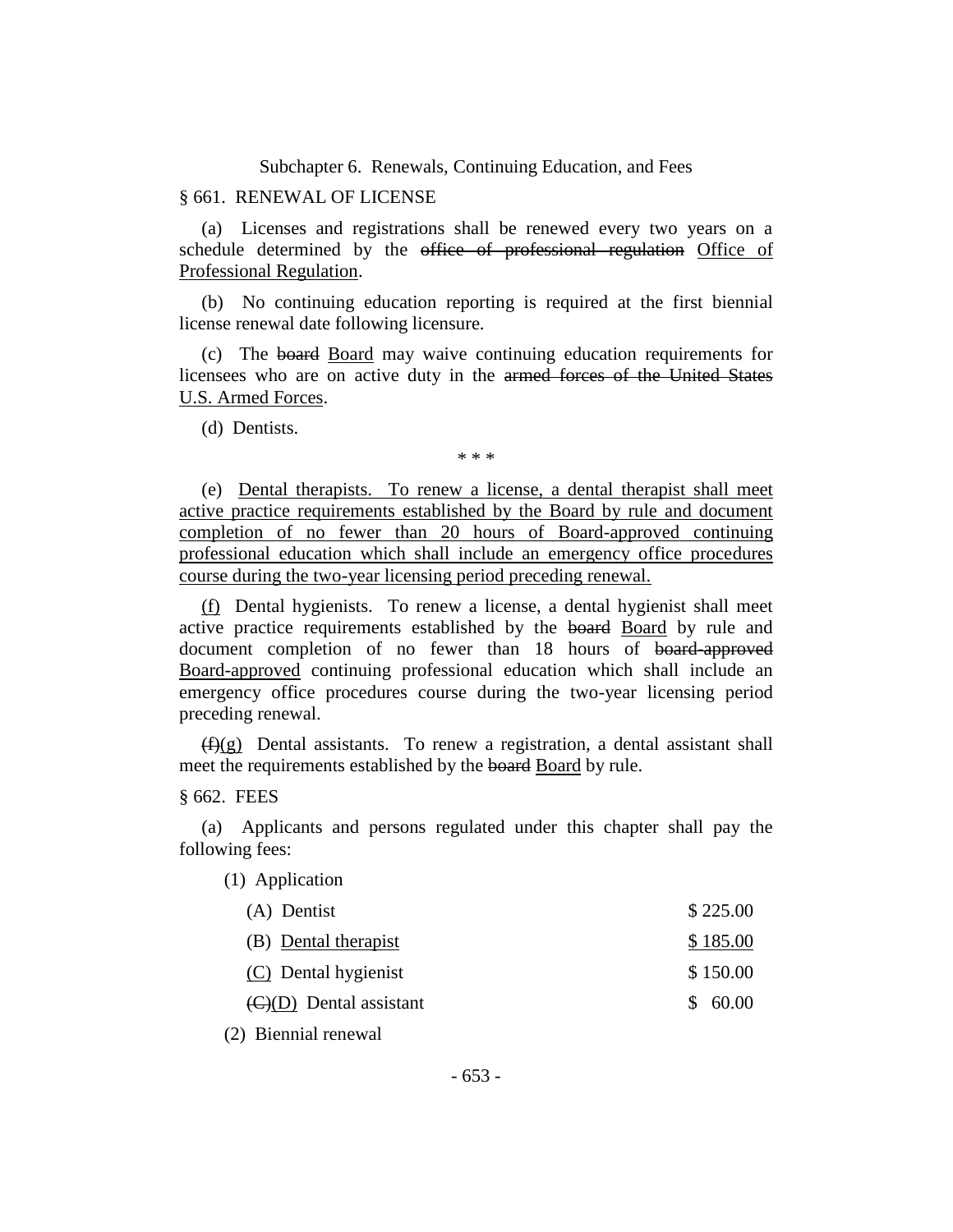Subchapter 6. Renewals, Continuing Education, and Fees

§ 661. RENEWAL OF LICENSE

(a) Licenses and registrations shall be renewed every two years on a schedule determined by the ~~office of professional regulation~~ Office of Professional Regulation.

(b) No continuing education reporting is required at the first biennial license renewal date following licensure.

(c) The ~~board~~ Board may waive continuing education requirements for licensees who are on active duty in the ~~armed forces of the United States~~ U.S. Armed Forces.

(d) Dentists.

\* \* \*

(e) Dental therapists. To renew a license, a dental therapist shall meet active practice requirements established by the Board by rule and document completion of no fewer than 20 hours of Board-approved continuing professional education which shall include an emergency office procedures course during the two-year licensing period preceding renewal.

(f) Dental hygienists. To renew a license, a dental hygienist shall meet active practice requirements established by the ~~board~~ Board by rule and document completion of no fewer than 18 hours of ~~board-approved~~ Board-approved continuing professional education which shall include an emergency office procedures course during the two-year licensing period preceding renewal.

~~(f)~~(g) Dental assistants. To renew a registration, a dental assistant shall meet the requirements established by the ~~board~~ Board by rule.

§ 662. FEES

(a) Applicants and persons regulated under this chapter shall pay the following fees:

(1) Application

| | |
|---|---|
| (A) Dentist | $ 225.00 |
| (B) Dental therapist | $ 185.00 |
| (C) Dental hygienist | $ 150.00 |
| ~~(C)~~(D) Dental assistant | $ 60.00 |

(2) Biennial renewal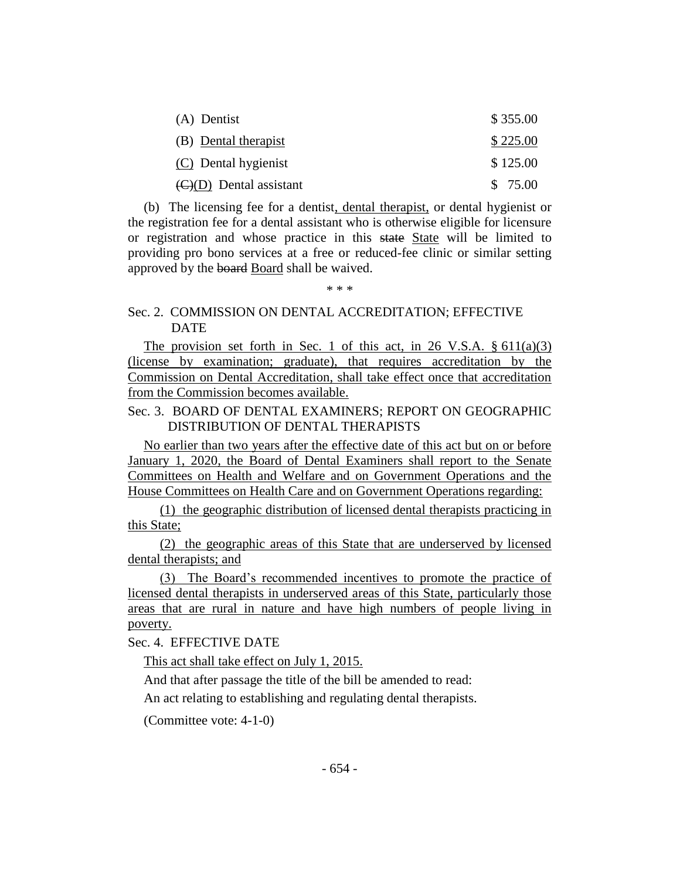| | |
|---|---|
| (A) Dentist | \$ 355.00 |
| (B) Dental therapist | \$ 225.00 |
| (C) Dental hygienist | \$ 125.00 |
| ~~(C)~~(D) Dental assistant | \$ 75.00 |

(b) The licensing fee for a dentist, dental therapist, or dental hygienist or the registration fee for a dental assistant who is otherwise eligible for licensure or registration and whose practice in this ~~state~~ State will be limited to providing pro bono services at a free or reduced-fee clinic or similar setting approved by the ~~board~~ Board shall be waived.

\* \* \*

Sec. 2. COMMISSION ON DENTAL ACCREDITATION; EFFECTIVE DATE

The provision set forth in Sec. 1 of this act, in 26 V.S.A. § 611(a)(3) (license by examination; graduate), that requires accreditation by the Commission on Dental Accreditation, shall take effect once that accreditation from the Commission becomes available.

Sec. 3. BOARD OF DENTAL EXAMINERS; REPORT ON GEOGRAPHIC DISTRIBUTION OF DENTAL THERAPISTS

No earlier than two years after the effective date of this act but on or before January 1, 2020, the Board of Dental Examiners shall report to the Senate Committees on Health and Welfare and on Government Operations and the House Committees on Health Care and on Government Operations regarding:

(1) the geographic distribution of licensed dental therapists practicing in this State;

(2) the geographic areas of this State that are underserved by licensed dental therapists; and

(3) The Board's recommended incentives to promote the practice of licensed dental therapists in underserved areas of this State, particularly those areas that are rural in nature and have high numbers of people living in poverty.

Sec. 4. EFFECTIVE DATE

This act shall take effect on July 1, 2015.

And that after passage the title of the bill be amended to read:

An act relating to establishing and regulating dental therapists.

(Committee vote: 4-1-0)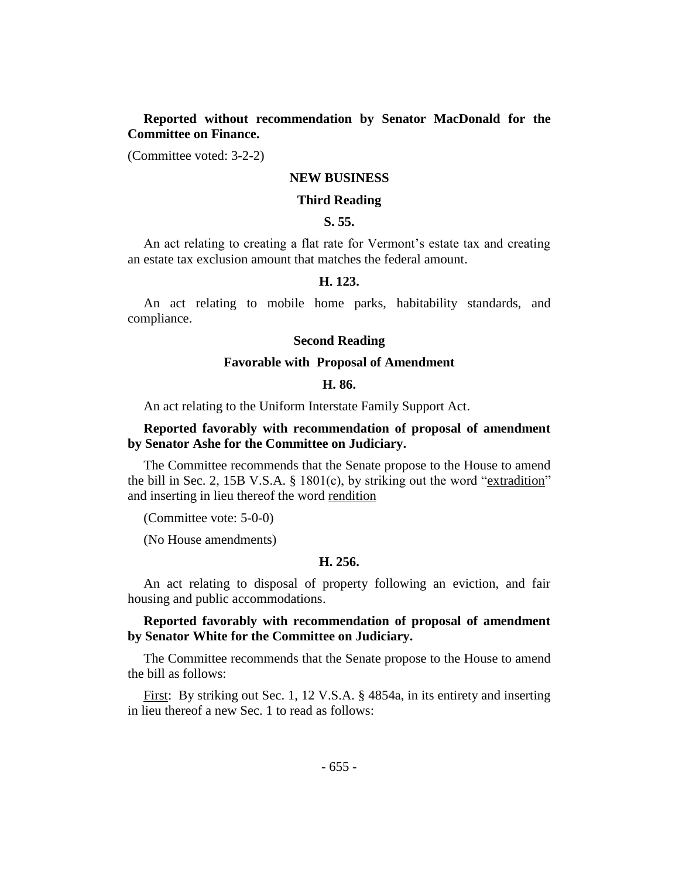**Reported without recommendation by Senator MacDonald for the Committee on Finance.**

(Committee voted: 3-2-2)

## NEW BUSINESS

### Third Reading

#### S. 55.

An act relating to creating a flat rate for Vermont's estate tax and creating an estate tax exclusion amount that matches the federal amount.

#### H. 123.

An act relating to mobile home parks, habitability standards, and compliance.

### Second Reading

### Favorable with Proposal of Amendment

#### H. 86.

An act relating to the Uniform Interstate Family Support Act.

**Reported favorably with recommendation of proposal of amendment by Senator Ashe for the Committee on Judiciary.**

The Committee recommends that the Senate propose to the House to amend the bill in Sec. 2, 15B V.S.A. § 1801(c), by striking out the word "extradition" and inserting in lieu thereof the word rendition

(Committee vote: 5-0-0)

(No House amendments)

#### H. 256.

An act relating to disposal of property following an eviction, and fair housing and public accommodations.

**Reported favorably with recommendation of proposal of amendment by Senator White for the Committee on Judiciary.**

The Committee recommends that the Senate propose to the House to amend the bill as follows:

First: By striking out Sec. 1, 12 V.S.A. § 4854a, in its entirety and inserting in lieu thereof a new Sec. 1 to read as follows: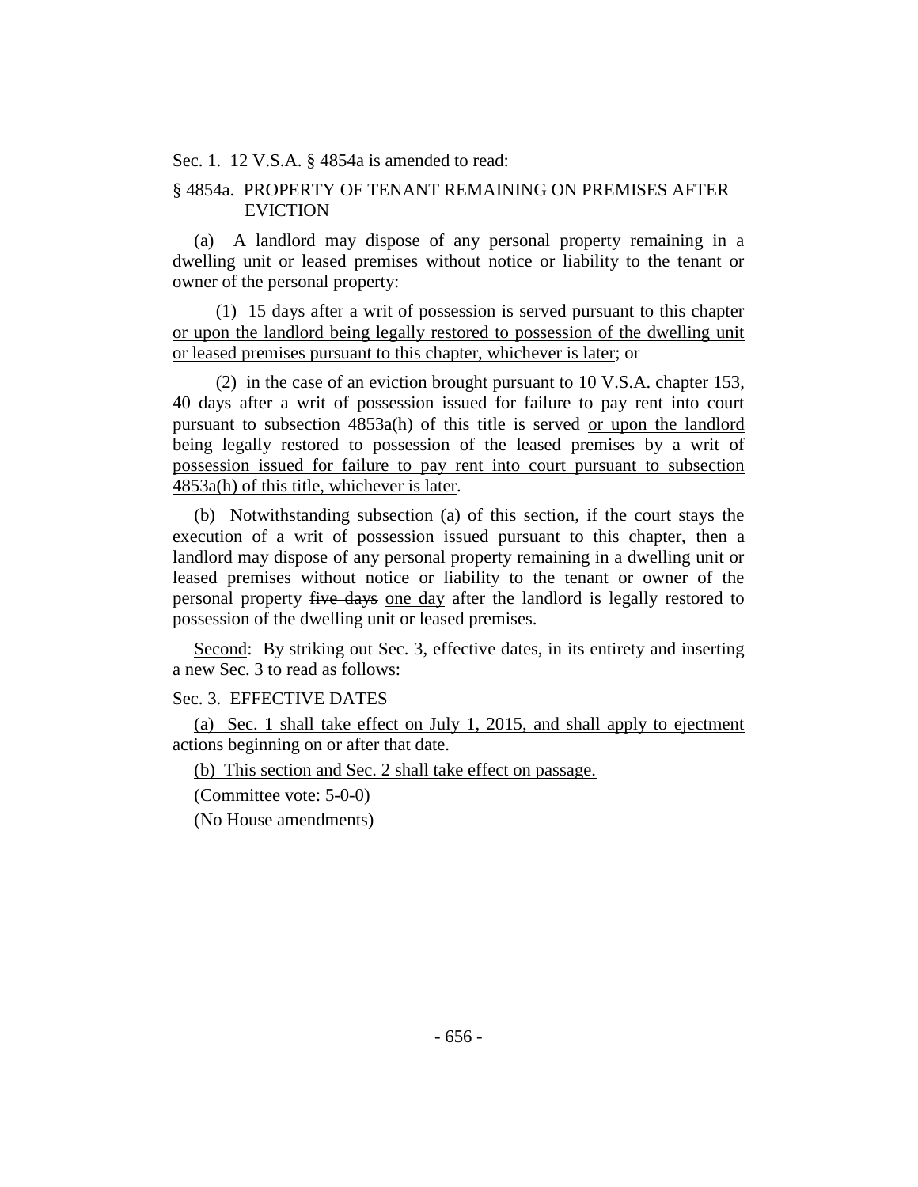Sec. 1. 12 V.S.A. § 4854a is amended to read:

§ 4854a. PROPERTY OF TENANT REMAINING ON PREMISES AFTER EVICTION

(a) A landlord may dispose of any personal property remaining in a dwelling unit or leased premises without notice or liability to the tenant or owner of the personal property:

(1) 15 days after a writ of possession is served pursuant to this chapter <u>or upon the landlord being legally restored to possession of the dwelling unit or leased premises pursuant to this chapter, whichever is later</u>; or

(2) in the case of an eviction brought pursuant to 10 V.S.A. chapter 153, 40 days after a writ of possession issued for failure to pay rent into court pursuant to subsection 4853a(h) of this title is served <u>or upon the landlord being legally restored to possession of the leased premises by a writ of possession issued for failure to pay rent into court pursuant to subsection 4853a(h) of this title, whichever is later</u>.

(b) Notwithstanding subsection (a) of this section, if the court stays the execution of a writ of possession issued pursuant to this chapter, then a landlord may dispose of any personal property remaining in a dwelling unit or leased premises without notice or liability to the tenant or owner of the personal property ~~five days~~ <u>one day</u> after the landlord is legally restored to possession of the dwelling unit or leased premises.

<u>Second</u>: By striking out Sec. 3, effective dates, in its entirety and inserting a new Sec. 3 to read as follows:

Sec. 3. EFFECTIVE DATES

<u>(a) Sec. 1 shall take effect on July 1, 2015, and shall apply to ejectment actions beginning on or after that date.</u>

<u>(b) This section and Sec. 2 shall take effect on passage.</u>

(Committee vote: 5-0-0)

(No House amendments)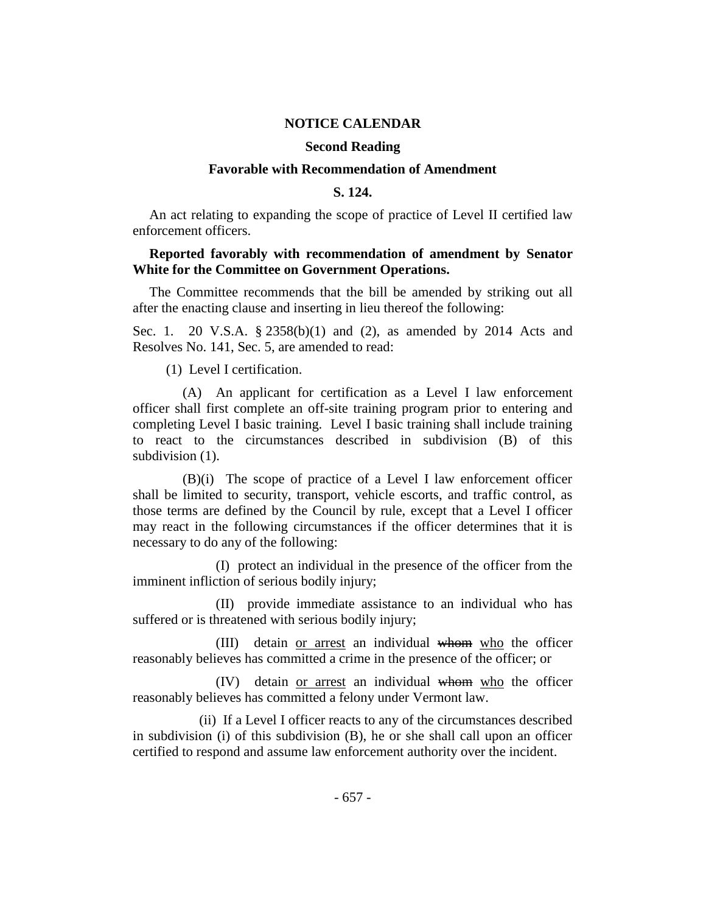## NOTICE CALENDAR

### Second Reading

### Favorable with Recommendation of Amendment

### S. 124.

An act relating to expanding the scope of practice of Level II certified law enforcement officers.

**Reported favorably with recommendation of amendment by Senator White for the Committee on Government Operations.**

The Committee recommends that the bill be amended by striking out all after the enacting clause and inserting in lieu thereof the following:

Sec. 1. 20 V.S.A. § 2358(b)(1) and (2), as amended by 2014 Acts and Resolves No. 141, Sec. 5, are amended to read:

(1) Level I certification.

(A) An applicant for certification as a Level I law enforcement officer shall first complete an off-site training program prior to entering and completing Level I basic training. Level I basic training shall include training to react to the circumstances described in subdivision (B) of this subdivision (1).

(B)(i) The scope of practice of a Level I law enforcement officer shall be limited to security, transport, vehicle escorts, and traffic control, as those terms are defined by the Council by rule, except that a Level I officer may react in the following circumstances if the officer determines that it is necessary to do any of the following:

(I) protect an individual in the presence of the officer from the imminent infliction of serious bodily injury;

(II) provide immediate assistance to an individual who has suffered or is threatened with serious bodily injury;

(III) detain <u>or arrest</u> an individual ~~whom~~ <u>who</u> the officer reasonably believes has committed a crime in the presence of the officer; or

(IV) detain <u>or arrest</u> an individual ~~whom~~ <u>who</u> the officer reasonably believes has committed a felony under Vermont law.

(ii) If a Level I officer reacts to any of the circumstances described in subdivision (i) of this subdivision (B), he or she shall call upon an officer certified to respond and assume law enforcement authority over the incident.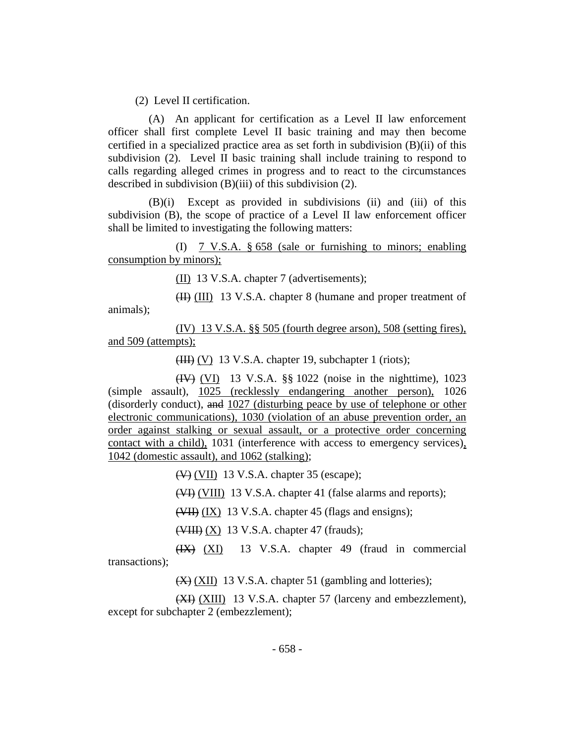(2) Level II certification.

(A) An applicant for certification as a Level II law enforcement officer shall first complete Level II basic training and may then become certified in a specialized practice area as set forth in subdivision (B)(ii) of this subdivision (2). Level II basic training shall include training to respond to calls regarding alleged crimes in progress and to react to the circumstances described in subdivision (B)(iii) of this subdivision (2).

(B)(i) Except as provided in subdivisions (ii) and (iii) of this subdivision (B), the scope of practice of a Level II law enforcement officer shall be limited to investigating the following matters:

(I) 7 V.S.A. § 658 (sale or furnishing to minors; enabling consumption by minors);

(II) 13 V.S.A. chapter 7 (advertisements);

~~(II)~~ (III) 13 V.S.A. chapter 8 (humane and proper treatment of animals);

(IV) 13 V.S.A. §§ 505 (fourth degree arson), 508 (setting fires), and 509 (attempts);

~~(III)~~ (V) 13 V.S.A. chapter 19, subchapter 1 (riots);

~~(IV)~~ (VI) 13 V.S.A. §§ 1022 (noise in the nighttime), 1023 (simple assault), 1025 (recklessly endangering another person), 1026 (disorderly conduct), ~~and~~ 1027 (disturbing peace by use of telephone or other electronic communications), 1030 (violation of an abuse prevention order, an order against stalking or sexual assault, or a protective order concerning contact with a child), 1031 (interference with access to emergency services), 1042 (domestic assault), and 1062 (stalking);

~~(V)~~ (VII) 13 V.S.A. chapter 35 (escape);

~~(VI)~~ (VIII) 13 V.S.A. chapter 41 (false alarms and reports);

~~(VII)~~ (IX) 13 V.S.A. chapter 45 (flags and ensigns);

~~(VIII)~~ (X) 13 V.S.A. chapter 47 (frauds);

~~(IX)~~ (XI) 13 V.S.A. chapter 49 (fraud in commercial transactions);

~~(X)~~ (XII) 13 V.S.A. chapter 51 (gambling and lotteries);

~~(XI)~~ (XIII) 13 V.S.A. chapter 57 (larceny and embezzlement), except for subchapter 2 (embezzlement);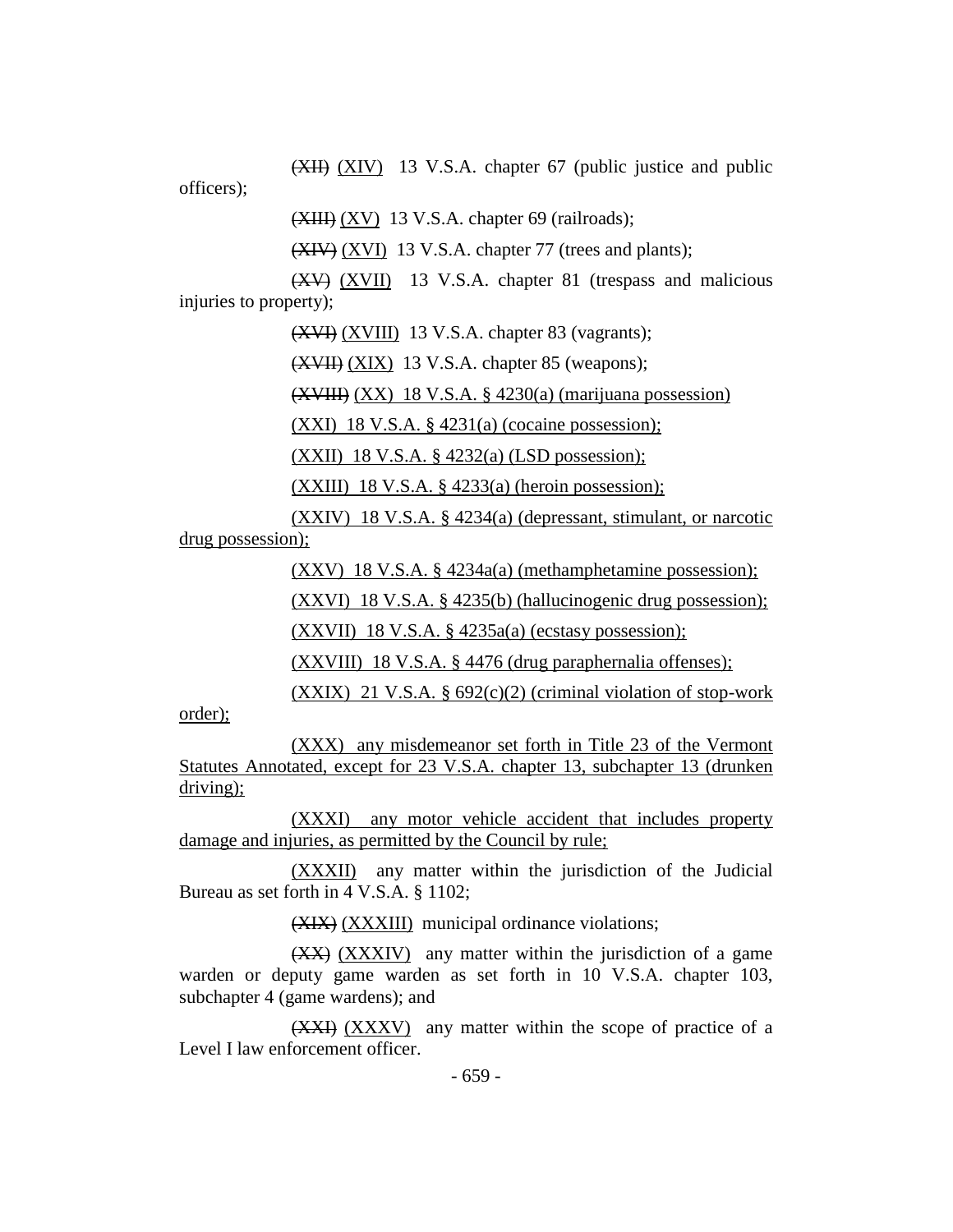~~(XII)~~ <u>(XIV)</u> 13 V.S.A. chapter 67 (public justice and public officers);

~~(XIII)~~ <u>(XV)</u> 13 V.S.A. chapter 69 (railroads);

~~(XIV)~~ <u>(XVI)</u> 13 V.S.A. chapter 77 (trees and plants);

~~(XV)~~ <u>(XVII)</u> 13 V.S.A. chapter 81 (trespass and malicious injuries to property);

~~(XVI)~~ <u>(XVIII)</u> 13 V.S.A. chapter 83 (vagrants);

~~(XVII)~~ <u>(XIX)</u> 13 V.S.A. chapter 85 (weapons);

~~(XVIII)~~ <u>(XX) 18 V.S.A. § 4230(a) (marijuana possession)</u>

<u>(XXI) 18 V.S.A. § 4231(a) (cocaine possession);</u>

<u>(XXII) 18 V.S.A. § 4232(a) (LSD possession);</u>

<u>(XXIII) 18 V.S.A. § 4233(a) (heroin possession);</u>

<u>(XXIV) 18 V.S.A. § 4234(a) (depressant, stimulant, or narcotic drug possession);</u>

<u>(XXV) 18 V.S.A. § 4234a(a) (methamphetamine possession);</u>

<u>(XXVI) 18 V.S.A. § 4235(b) (hallucinogenic drug possession);</u>

<u>(XXVII) 18 V.S.A. § 4235a(a) (ecstasy possession);</u>

<u>(XXVIII) 18 V.S.A. § 4476 (drug paraphernalia offenses);</u>

<u>(XXIX) 21 V.S.A. § 692(c)(2) (criminal violation of stop-work order);</u>

<u>(XXX) any misdemeanor set forth in Title 23 of the Vermont Statutes Annotated, except for 23 V.S.A. chapter 13, subchapter 13 (drunken driving);</u>

<u>(XXXI) any motor vehicle accident that includes property damage and injuries, as permitted by the Council by rule;</u>

<u>(XXXII)</u> any matter within the jurisdiction of the Judicial Bureau as set forth in 4 V.S.A. § 1102;

~~(XIX)~~ <u>(XXXIII)</u> municipal ordinance violations;

~~(XX)~~ <u>(XXXIV)</u> any matter within the jurisdiction of a game warden or deputy game warden as set forth in 10 V.S.A. chapter 103, subchapter 4 (game wardens); and

~~(XXI)~~ <u>(XXXV)</u> any matter within the scope of practice of a Level I law enforcement officer.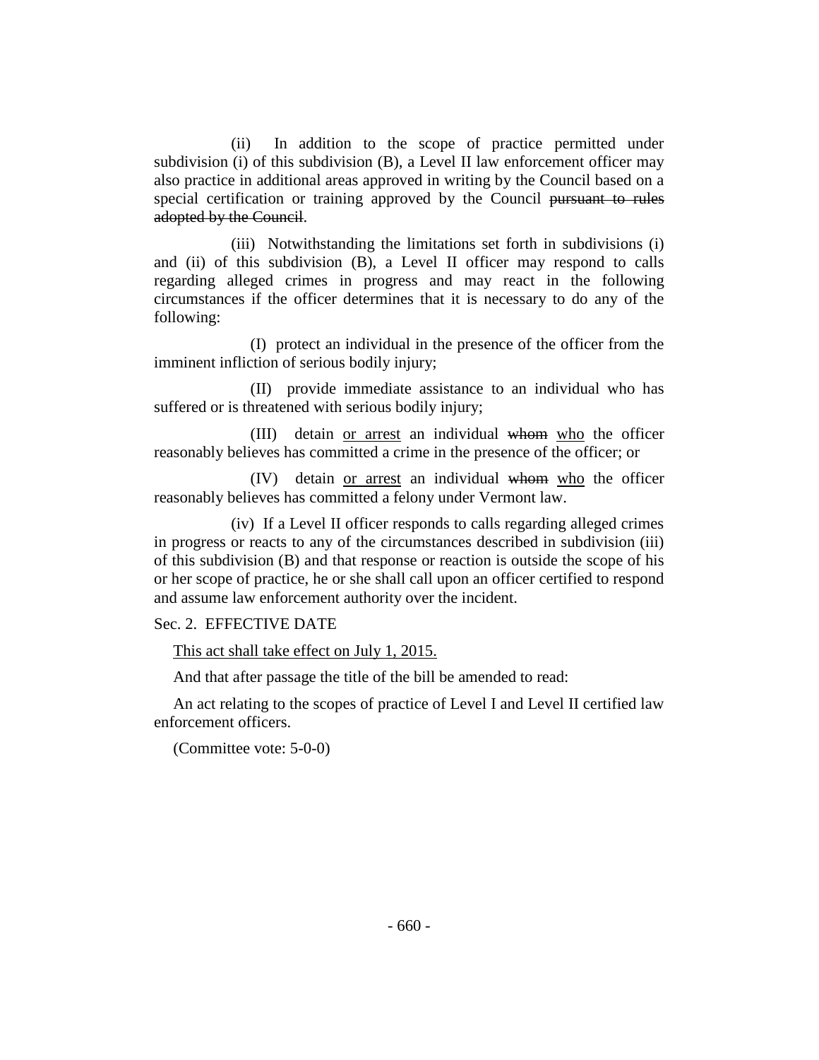(ii) In addition to the scope of practice permitted under subdivision (i) of this subdivision (B), a Level II law enforcement officer may also practice in additional areas approved in writing by the Council based on a special certification or training approved by the Council ~~pursuant to rules adopted by the Council~~.

(iii) Notwithstanding the limitations set forth in subdivisions (i) and (ii) of this subdivision (B), a Level II officer may respond to calls regarding alleged crimes in progress and may react in the following circumstances if the officer determines that it is necessary to do any of the following:

(I) protect an individual in the presence of the officer from the imminent infliction of serious bodily injury;

(II) provide immediate assistance to an individual who has suffered or is threatened with serious bodily injury;

(III) detain <u>or arrest</u> an individual ~~whom~~ <u>who</u> the officer reasonably believes has committed a crime in the presence of the officer; or

(IV) detain <u>or arrest</u> an individual ~~whom~~ <u>who</u> the officer reasonably believes has committed a felony under Vermont law.

(iv) If a Level II officer responds to calls regarding alleged crimes in progress or reacts to any of the circumstances described in subdivision (iii) of this subdivision (B) and that response or reaction is outside the scope of his or her scope of practice, he or she shall call upon an officer certified to respond and assume law enforcement authority over the incident.

Sec. 2. EFFECTIVE DATE

<u>This act shall take effect on July 1, 2015.</u>

And that after passage the title of the bill be amended to read:

An act relating to the scopes of practice of Level I and Level II certified law enforcement officers.

(Committee vote: 5-0-0)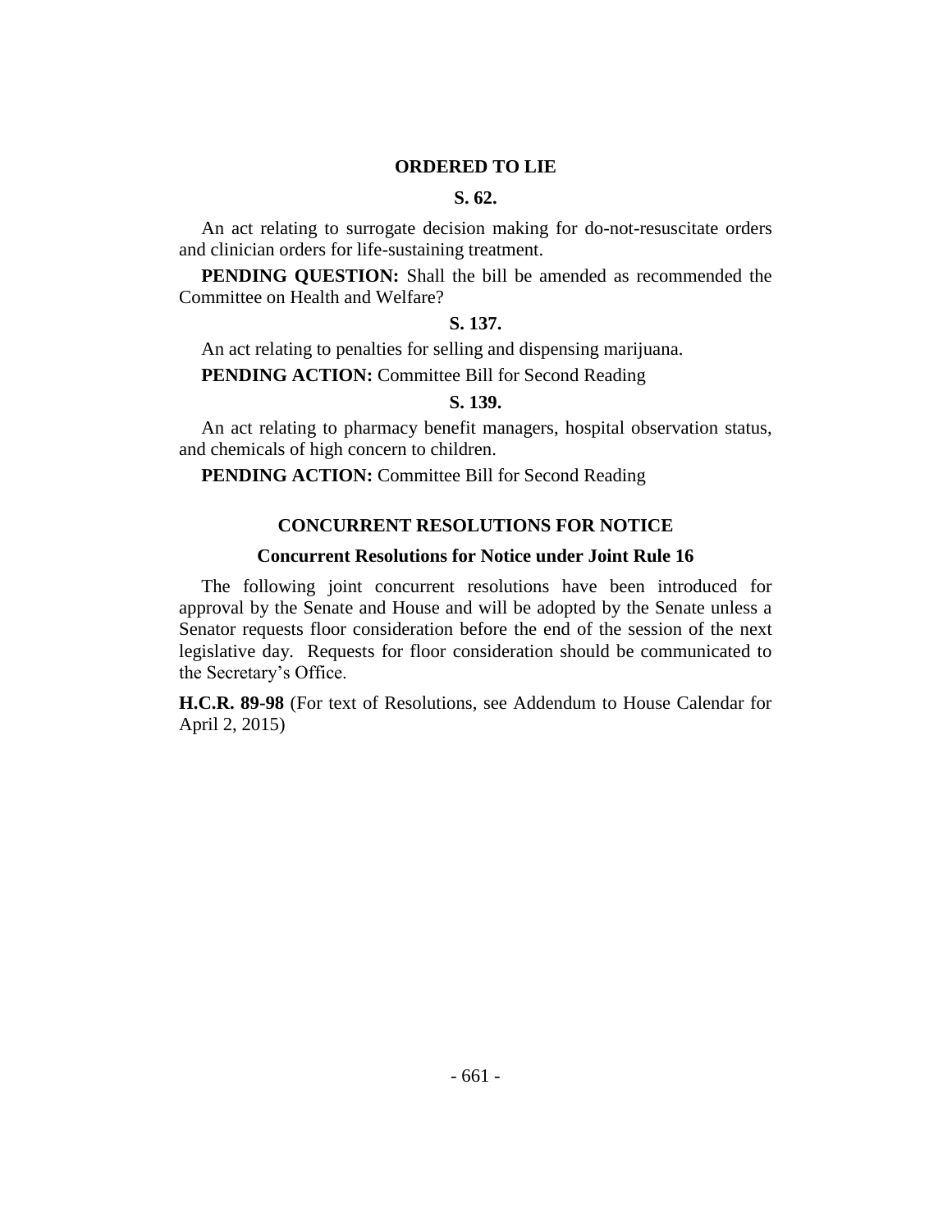## ORDERED TO LIE

### S. 62.

An act relating to surrogate decision making for do-not-resuscitate orders and clinician orders for life-sustaining treatment.

**PENDING QUESTION:** Shall the bill be amended as recommended the Committee on Health and Welfare?

### S. 137.

An act relating to penalties for selling and dispensing marijuana.

**PENDING ACTION:** Committee Bill for Second Reading

### S. 139.

An act relating to pharmacy benefit managers, hospital observation status, and chemicals of high concern to children.

**PENDING ACTION:** Committee Bill for Second Reading

## CONCURRENT RESOLUTIONS FOR NOTICE

### Concurrent Resolutions for Notice under Joint Rule 16

The following joint concurrent resolutions have been introduced for approval by the Senate and House and will be adopted by the Senate unless a Senator requests floor consideration before the end of the session of the next legislative day. Requests for floor consideration should be communicated to the Secretary's Office.

**H.C.R. 89-98** (For text of Resolutions, see Addendum to House Calendar for April 2, 2015)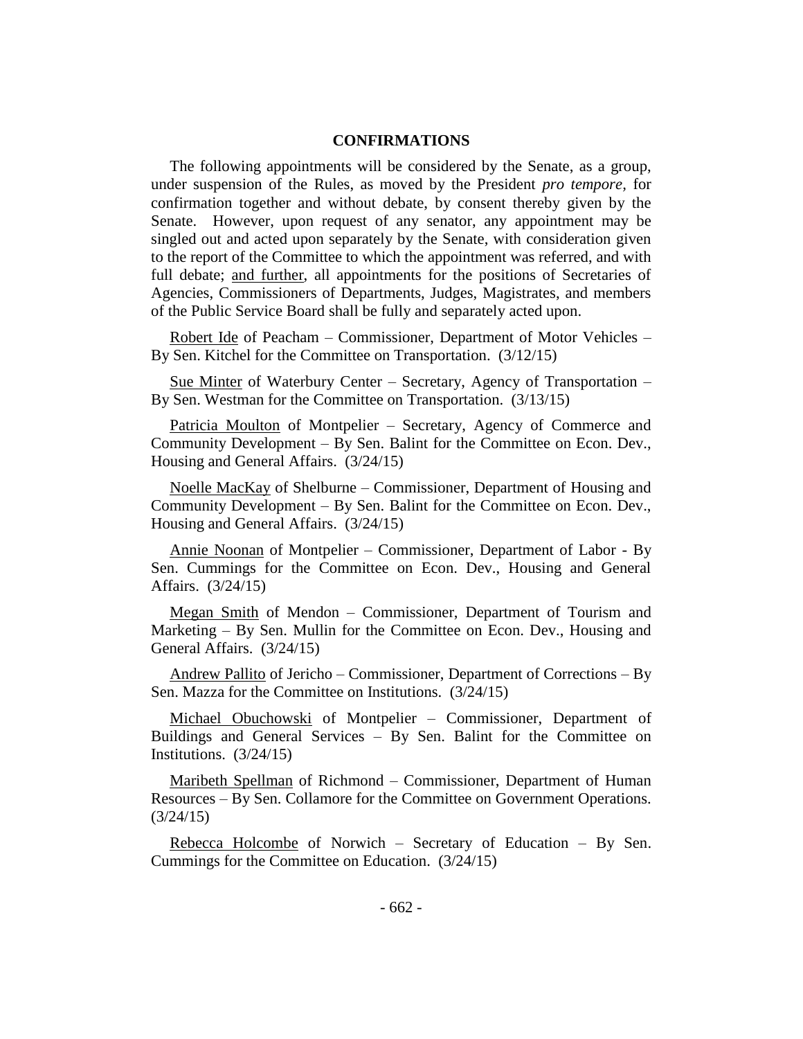## CONFIRMATIONS

The following appointments will be considered by the Senate, as a group, under suspension of the Rules, as moved by the President *pro tempore,* for confirmation together and without debate, by consent thereby given by the Senate. However, upon request of any senator, any appointment may be singled out and acted upon separately by the Senate, with consideration given to the report of the Committee to which the appointment was referred, and with full debate; and further, all appointments for the positions of Secretaries of Agencies, Commissioners of Departments, Judges, Magistrates, and members of the Public Service Board shall be fully and separately acted upon.

Robert Ide of Peacham – Commissioner, Department of Motor Vehicles – By Sen. Kitchel for the Committee on Transportation. (3/12/15)

Sue Minter of Waterbury Center – Secretary, Agency of Transportation – By Sen. Westman for the Committee on Transportation. (3/13/15)

Patricia Moulton of Montpelier – Secretary, Agency of Commerce and Community Development – By Sen. Balint for the Committee on Econ. Dev., Housing and General Affairs. (3/24/15)

Noelle MacKay of Shelburne – Commissioner, Department of Housing and Community Development – By Sen. Balint for the Committee on Econ. Dev., Housing and General Affairs. (3/24/15)

Annie Noonan of Montpelier – Commissioner, Department of Labor - By Sen. Cummings for the Committee on Econ. Dev., Housing and General Affairs. (3/24/15)

Megan Smith of Mendon – Commissioner, Department of Tourism and Marketing – By Sen. Mullin for the Committee on Econ. Dev., Housing and General Affairs. (3/24/15)

Andrew Pallito of Jericho – Commissioner, Department of Corrections – By Sen. Mazza for the Committee on Institutions. (3/24/15)

Michael Obuchowski of Montpelier – Commissioner, Department of Buildings and General Services – By Sen. Balint for the Committee on Institutions. (3/24/15)

Maribeth Spellman of Richmond – Commissioner, Department of Human Resources – By Sen. Collamore for the Committee on Government Operations. (3/24/15)

Rebecca Holcombe of Norwich – Secretary of Education – By Sen. Cummings for the Committee on Education. (3/24/15)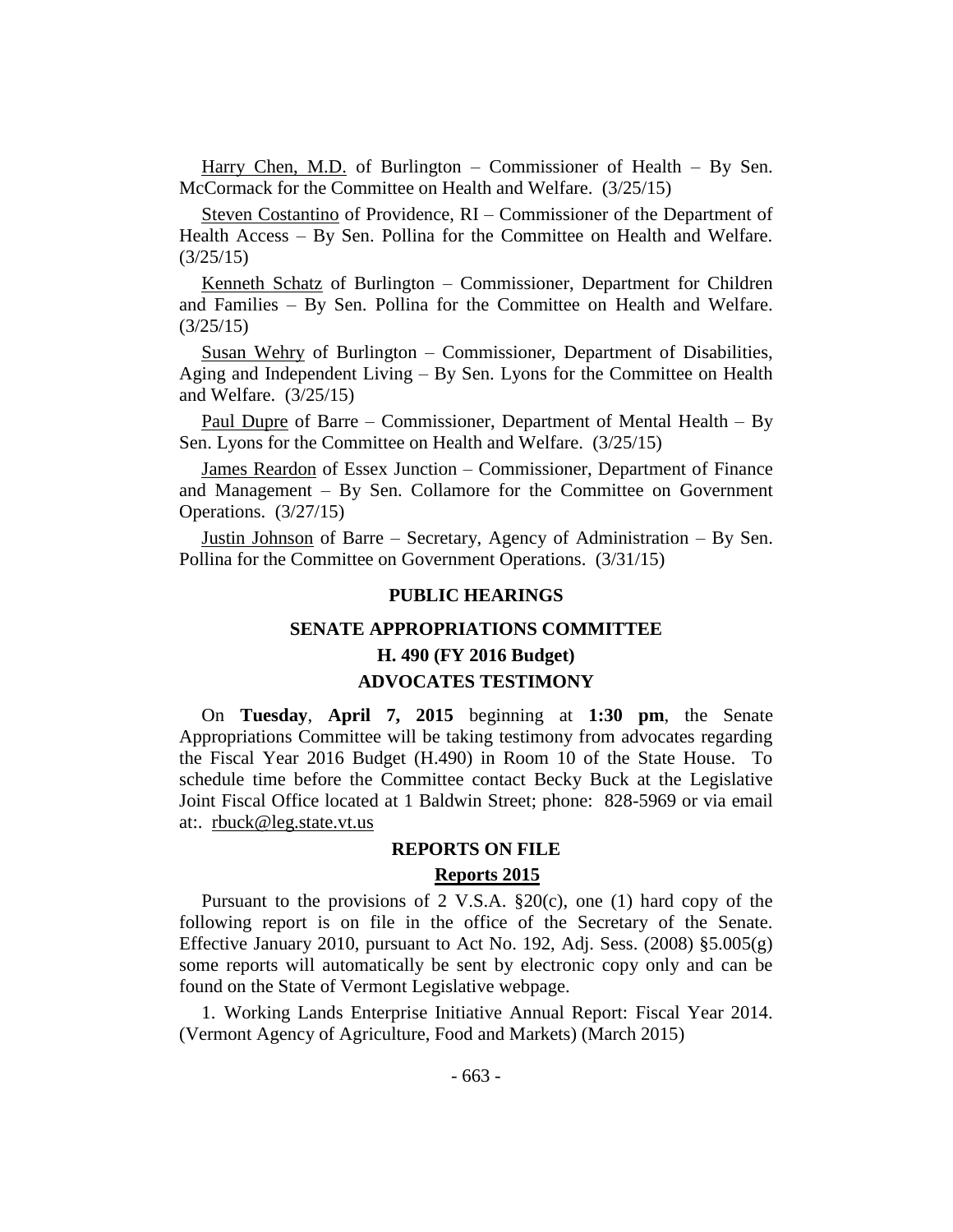Harry Chen, M.D. of Burlington – Commissioner of Health – By Sen. McCormack for the Committee on Health and Welfare. (3/25/15)

Steven Costantino of Providence, RI – Commissioner of the Department of Health Access – By Sen. Pollina for the Committee on Health and Welfare. (3/25/15)

Kenneth Schatz of Burlington – Commissioner, Department for Children and Families – By Sen. Pollina for the Committee on Health and Welfare. (3/25/15)

Susan Wehry of Burlington – Commissioner, Department of Disabilities, Aging and Independent Living – By Sen. Lyons for the Committee on Health and Welfare. (3/25/15)

Paul Dupre of Barre – Commissioner, Department of Mental Health – By Sen. Lyons for the Committee on Health and Welfare. (3/25/15)

James Reardon of Essex Junction – Commissioner, Department of Finance and Management – By Sen. Collamore for the Committee on Government Operations. (3/27/15)

Justin Johnson of Barre – Secretary, Agency of Administration – By Sen. Pollina for the Committee on Government Operations. (3/31/15)

## PUBLIC HEARINGS

### SENATE APPROPRIATIONS COMMITTEE

### H. 490 (FY 2016 Budget)

### ADVOCATES TESTIMONY

On **Tuesday**, **April 7, 2015** beginning at **1:30 pm**, the Senate Appropriations Committee will be taking testimony from advocates regarding the Fiscal Year 2016 Budget (H.490) in Room 10 of the State House. To schedule time before the Committee contact Becky Buck at the Legislative Joint Fiscal Office located at 1 Baldwin Street; phone: 828-5969 or via email at:. rbuck@leg.state.vt.us

## REPORTS ON FILE

### Reports 2015

Pursuant to the provisions of 2 V.S.A. §20(c), one (1) hard copy of the following report is on file in the office of the Secretary of the Senate. Effective January 2010, pursuant to Act No. 192, Adj. Sess. (2008) §5.005(g) some reports will automatically be sent by electronic copy only and can be found on the State of Vermont Legislative webpage.

1. Working Lands Enterprise Initiative Annual Report: Fiscal Year 2014. (Vermont Agency of Agriculture, Food and Markets) (March 2015)